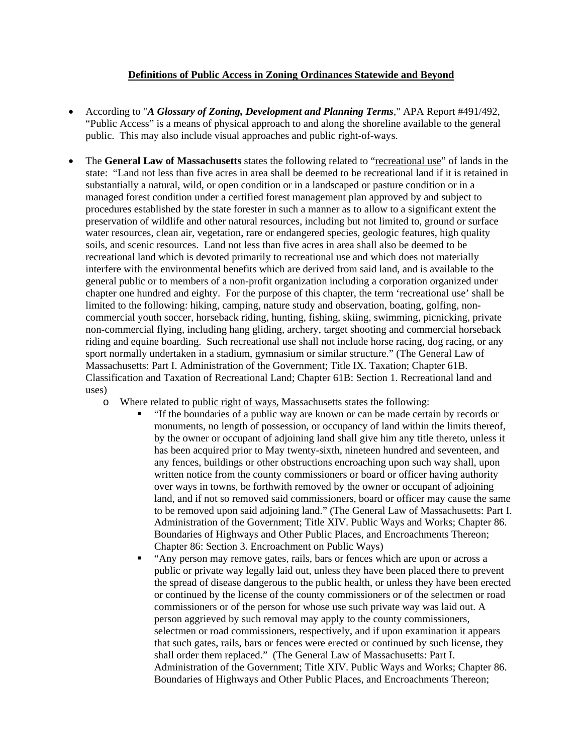**<u>Definitions of Public Access in Zoning Ordinances Statewide and Beyond</u>**

- According to "***A Glossary of Zoning, Development and Planning Terms***," APA Report #491/492, "Public Access" is a means of physical approach to and along the shoreline available to the general public. This may also include visual approaches and public right-of-ways.

- The **General Law of Massachusetts** states the following related to "<u>recreational use</u>" of lands in the state: "Land not less than five acres in area shall be deemed to be recreational land if it is retained in substantially a natural, wild, or open condition or in a landscaped or pasture condition or in a managed forest condition under a certified forest management plan approved by and subject to procedures established by the state forester in such a manner as to allow to a significant extent the preservation of wildlife and other natural resources, including but not limited to, ground or surface water resources, clean air, vegetation, rare or endangered species, geologic features, high quality soils, and scenic resources. Land not less than five acres in area shall also be deemed to be recreational land which is devoted primarily to recreational use and which does not materially interfere with the environmental benefits which are derived from said land, and is available to the general public or to members of a non-profit organization including a corporation organized under chapter one hundred and eighty. For the purpose of this chapter, the term 'recreational use' shall be limited to the following: hiking, camping, nature study and observation, boating, golfing, non-commercial youth soccer, horseback riding, hunting, fishing, skiing, swimming, picnicking, private non-commercial flying, including hang gliding, archery, target shooting and commercial horseback riding and equine boarding. Such recreational use shall not include horse racing, dog racing, or any sport normally undertaken in a stadium, gymnasium or similar structure." (The General Law of Massachusetts: Part I. Administration of the Government; Title IX. Taxation; Chapter 61B. Classification and Taxation of Recreational Land; Chapter 61B: Section 1. Recreational land and uses)
    - Where related to <u>public right of ways</u>, Massachusetts states the following:
        - "If the boundaries of a public way are known or can be made certain by records or monuments, no length of possession, or occupancy of land within the limits thereof, by the owner or occupant of adjoining land shall give him any title thereto, unless it has been acquired prior to May twenty-sixth, nineteen hundred and seventeen, and any fences, buildings or other obstructions encroaching upon such way shall, upon written notice from the county commissioners or board or officer having authority over ways in towns, be forthwith removed by the owner or occupant of adjoining land, and if not so removed said commissioners, board or officer may cause the same to be removed upon said adjoining land." (The General Law of Massachusetts: Part I. Administration of the Government; Title XIV. Public Ways and Works; Chapter 86. Boundaries of Highways and Other Public Places, and Encroachments Thereon; Chapter 86: Section 3. Encroachment on Public Ways)
        - "Any person may remove gates, rails, bars or fences which are upon or across a public or private way legally laid out, unless they have been placed there to prevent the spread of disease dangerous to the public health, or unless they have been erected or continued by the license of the county commissioners or of the selectmen or road commissioners or of the person for whose use such private way was laid out. A person aggrieved by such removal may apply to the county commissioners, selectmen or road commissioners, respectively, and if upon examination it appears that such gates, rails, bars or fences were erected or continued by such license, they shall order them replaced." (The General Law of Massachusetts: Part I. Administration of the Government; Title XIV. Public Ways and Works; Chapter 86. Boundaries of Highways and Other Public Places, and Encroachments Thereon;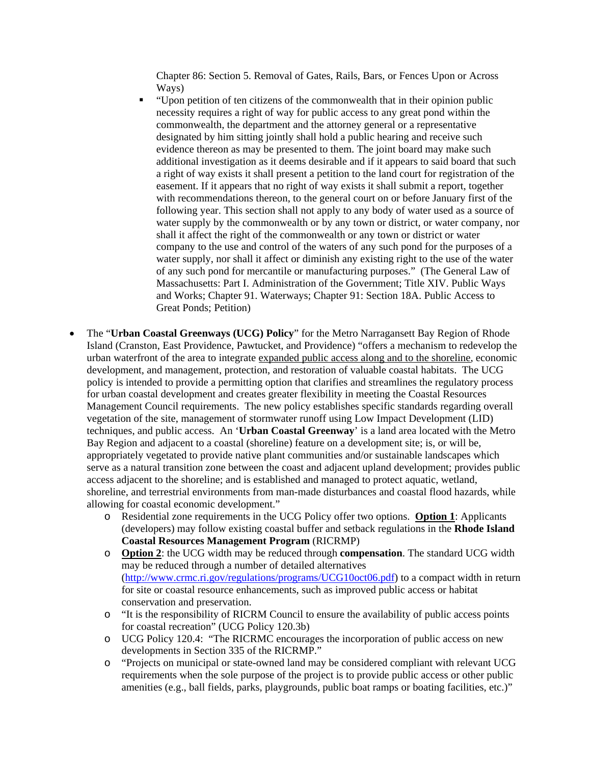Chapter 86: Section 5. Removal of Gates, Rails, Bars, or Fences Upon or Across Ways)

- "Upon petition of ten citizens of the commonwealth that in their opinion public necessity requires a right of way for public access to any great pond within the commonwealth, the department and the attorney general or a representative designated by him sitting jointly shall hold a public hearing and receive such evidence thereon as may be presented to them. The joint board may make such additional investigation as it deems desirable and if it appears to said board that such a right of way exists it shall present a petition to the land court for registration of the easement. If it appears that no right of way exists it shall submit a report, together with recommendations thereon, to the general court on or before January first of the following year. This section shall not apply to any body of water used as a source of water supply by the commonwealth or by any town or district, or water company, nor shall it affect the right of the commonwealth or any town or district or water company to the use and control of the waters of any such pond for the purposes of a water supply, nor shall it affect or diminish any existing right to the use of the water of any such pond for mercantile or manufacturing purposes." (The General Law of Massachusetts: Part I. Administration of the Government; Title XIV. Public Ways and Works; Chapter 91. Waterways; Chapter 91: Section 18A. Public Access to Great Ponds; Petition)

- The "**Urban Coastal Greenways (UCG) Policy**" for the Metro Narragansett Bay Region of Rhode Island (Cranston, East Providence, Pawtucket, and Providence) "offers a mechanism to redevelop the urban waterfront of the area to integrate <u>expanded public access along and to the shoreline</u>, economic development, and management, protection, and restoration of valuable coastal habitats. The UCG policy is intended to provide a permitting option that clarifies and streamlines the regulatory process for urban coastal development and creates greater flexibility in meeting the Coastal Resources Management Council requirements. The new policy establishes specific standards regarding overall vegetation of the site, management of stormwater runoff using Low Impact Development (LID) techniques, and public access. An '**Urban Coastal Greenway**' is a land area located with the Metro Bay Region and adjacent to a coastal (shoreline) feature on a development site; is, or will be, appropriately vegetated to provide native plant communities and/or sustainable landscapes which serve as a natural transition zone between the coast and adjacent upland development; provides public access adjacent to the shoreline; and is established and managed to protect aquatic, wetland, shoreline, and terrestrial environments from man-made disturbances and coastal flood hazards, while allowing for coastal economic development."
  - Residential zone requirements in the UCG Policy offer two options. <u>**Option 1**</u>: Applicants (developers) may follow existing coastal buffer and setback regulations in the **Rhode Island Coastal Resources Management Program** (RICRMP)
  - <u>**Option 2**</u>: the UCG width may be reduced through **compensation**. The standard UCG width may be reduced through a number of detailed alternatives (http://www.crmc.ri.gov/regulations/programs/UCG10oct06.pdf) to a compact width in return for site or coastal resource enhancements, such as improved public access or habitat conservation and preservation.
  - "It is the responsibility of RICRM Council to ensure the availability of public access points for coastal recreation" (UCG Policy 120.3b)
  - UCG Policy 120.4: "The RICRMC encourages the incorporation of public access on new developments in Section 335 of the RICRMP."
  - "Projects on municipal or state-owned land may be considered compliant with relevant UCG requirements when the sole purpose of the project is to provide public access or other public amenities (e.g., ball fields, parks, playgrounds, public boat ramps or boating facilities, etc.)"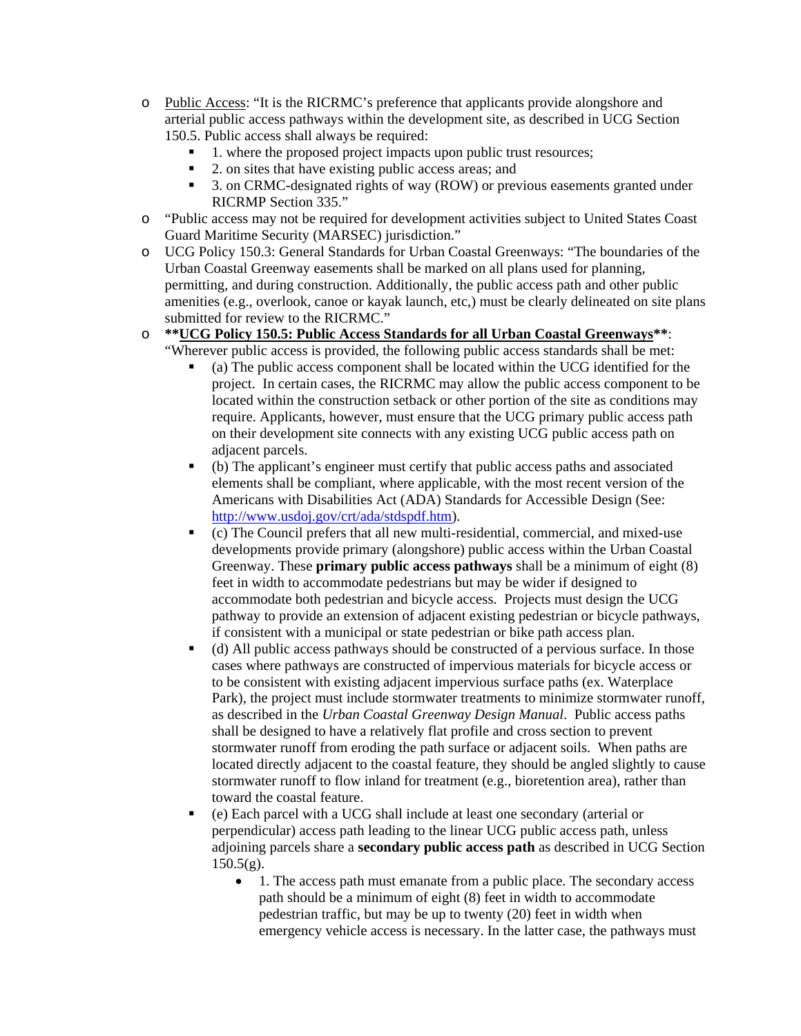- Public Access: "It is the RICRMC's preference that applicants provide alongshore and arterial public access pathways within the development site, as described in UCG Section 150.5. Public access shall always be required:
  - 1. where the proposed project impacts upon public trust resources;
  - 2. on sites that have existing public access areas; and
  - 3. on CRMC-designated rights of way (ROW) or previous easements granted under RICRMP Section 335."
- "Public access may not be required for development activities subject to United States Coast Guard Maritime Security (MARSEC) jurisdiction."
- UCG Policy 150.3: General Standards for Urban Coastal Greenways: "The boundaries of the Urban Coastal Greenway easements shall be marked on all plans used for planning, permitting, and during construction. Additionally, the public access path and other public amenities (e.g., overlook, canoe or kayak launch, etc,) must be clearly delineated on site plans submitted for review to the RICRMC."
- **\*\*UCG Policy 150.5: Public Access Standards for all Urban Coastal Greenways\*\***: "Wherever public access is provided, the following public access standards shall be met:
  - (a) The public access component shall be located within the UCG identified for the project. In certain cases, the RICRMC may allow the public access component to be located within the construction setback or other portion of the site as conditions may require. Applicants, however, must ensure that the UCG primary public access path on their development site connects with any existing UCG public access path on adjacent parcels.
  - (b) The applicant's engineer must certify that public access paths and associated elements shall be compliant, where applicable, with the most recent version of the Americans with Disabilities Act (ADA) Standards for Accessible Design (See: http://www.usdoj.gov/crt/ada/stdspdf.htm).
  - (c) The Council prefers that all new multi-residential, commercial, and mixed-use developments provide primary (alongshore) public access within the Urban Coastal Greenway. These **primary public access pathways** shall be a minimum of eight (8) feet in width to accommodate pedestrians but may be wider if designed to accommodate both pedestrian and bicycle access. Projects must design the UCG pathway to provide an extension of adjacent existing pedestrian or bicycle pathways, if consistent with a municipal or state pedestrian or bike path access plan.
  - (d) All public access pathways should be constructed of a pervious surface. In those cases where pathways are constructed of impervious materials for bicycle access or to be consistent with existing adjacent impervious surface paths (ex. Waterplace Park), the project must include stormwater treatments to minimize stormwater runoff, as described in the *Urban Coastal Greenway Design Manual*. Public access paths shall be designed to have a relatively flat profile and cross section to prevent stormwater runoff from eroding the path surface or adjacent soils. When paths are located directly adjacent to the coastal feature, they should be angled slightly to cause stormwater runoff to flow inland for treatment (e.g., bioretention area), rather than toward the coastal feature.
  - (e) Each parcel with a UCG shall include at least one secondary (arterial or perpendicular) access path leading to the linear UCG public access path, unless adjoining parcels share a **secondary public access path** as described in UCG Section 150.5(g).
    - 1. The access path must emanate from a public place. The secondary access path should be a minimum of eight (8) feet in width to accommodate pedestrian traffic, but may be up to twenty (20) feet in width when emergency vehicle access is necessary. In the latter case, the pathways must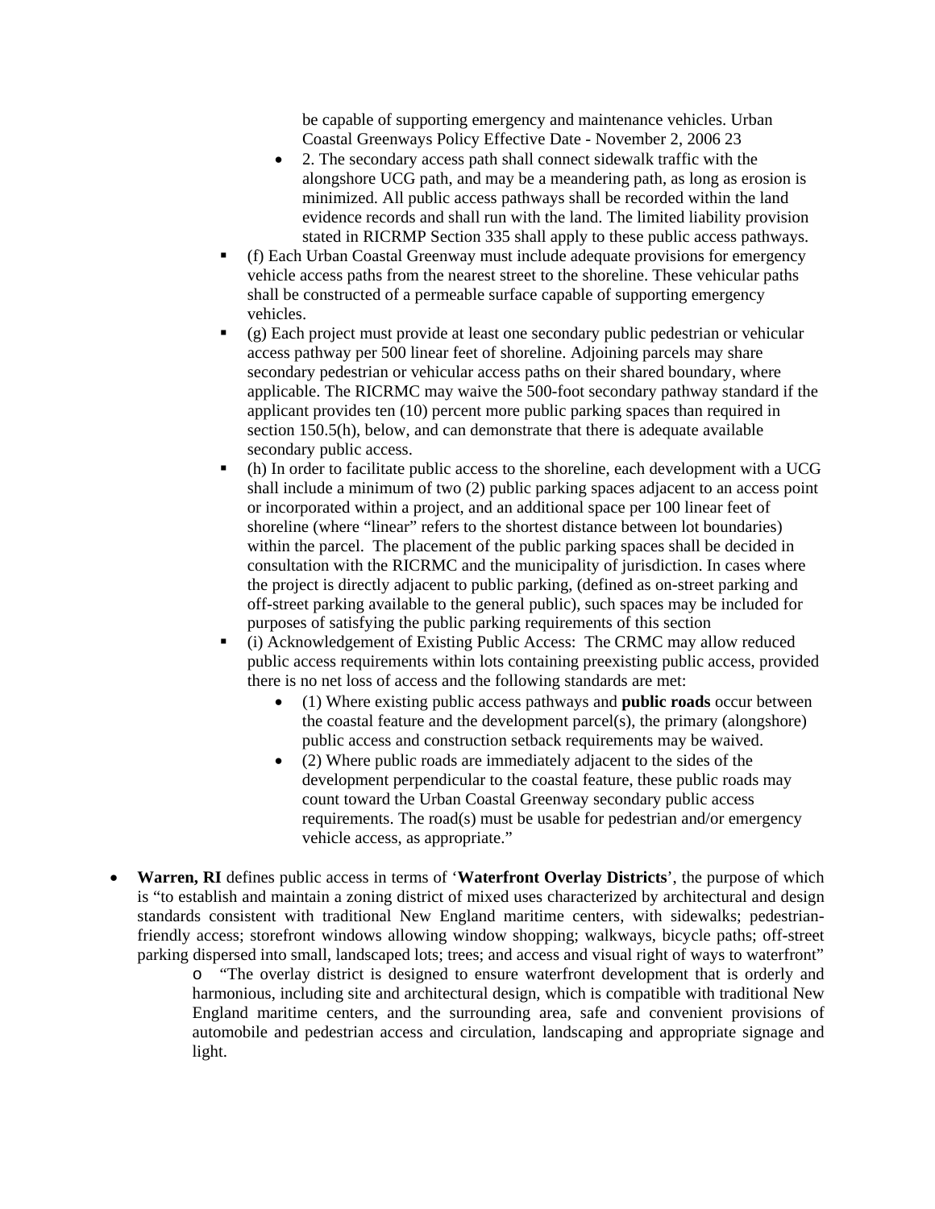be capable of supporting emergency and maintenance vehicles. Urban Coastal Greenways Policy Effective Date - November 2, 2006 23

        - 2. The secondary access path shall connect sidewalk traffic with the alongshore UCG path, and may be a meandering path, as long as erosion is minimized. All public access pathways shall be recorded within the land evidence records and shall run with the land. The limited liability provision stated in RICRMP Section 335 shall apply to these public access pathways.

    - (f) Each Urban Coastal Greenway must include adequate provisions for emergency vehicle access paths from the nearest street to the shoreline. These vehicular paths shall be constructed of a permeable surface capable of supporting emergency vehicles.
    - (g) Each project must provide at least one secondary public pedestrian or vehicular access pathway per 500 linear feet of shoreline. Adjoining parcels may share secondary pedestrian or vehicular access paths on their shared boundary, where applicable. The RICRMC may waive the 500-foot secondary pathway standard if the applicant provides ten (10) percent more public parking spaces than required in section 150.5(h), below, and can demonstrate that there is adequate available secondary public access.
    - (h) In order to facilitate public access to the shoreline, each development with a UCG shall include a minimum of two (2) public parking spaces adjacent to an access point or incorporated within a project, and an additional space per 100 linear feet of shoreline (where "linear" refers to the shortest distance between lot boundaries) within the parcel. The placement of the public parking spaces shall be decided in consultation with the RICRMC and the municipality of jurisdiction. In cases where the project is directly adjacent to public parking, (defined as on-street parking and off-street parking available to the general public), such spaces may be included for purposes of satisfying the public parking requirements of this section
    - (i) Acknowledgement of Existing Public Access: The CRMC may allow reduced public access requirements within lots containing preexisting public access, provided there is no net loss of access and the following standards are met:
        - (1) Where existing public access pathways and **public roads** occur between the coastal feature and the development parcel(s), the primary (alongshore) public access and construction setback requirements may be waived.
        - (2) Where public roads are immediately adjacent to the sides of the development perpendicular to the coastal feature, these public roads may count toward the Urban Coastal Greenway secondary public access requirements. The road(s) must be usable for pedestrian and/or emergency vehicle access, as appropriate."

- **Warren, RI** defines public access in terms of '**Waterfront Overlay Districts**', the purpose of which is "to establish and maintain a zoning district of mixed uses characterized by architectural and design standards consistent with traditional New England maritime centers, with sidewalks; pedestrian-friendly access; storefront windows allowing window shopping; walkways, bicycle paths; off-street parking dispersed into small, landscaped lots; trees; and access and visual right of ways to waterfront"
    - "The overlay district is designed to ensure waterfront development that is orderly and harmonious, including site and architectural design, which is compatible with traditional New England maritime centers, and the surrounding area, safe and convenient provisions of automobile and pedestrian access and circulation, landscaping and appropriate signage and light.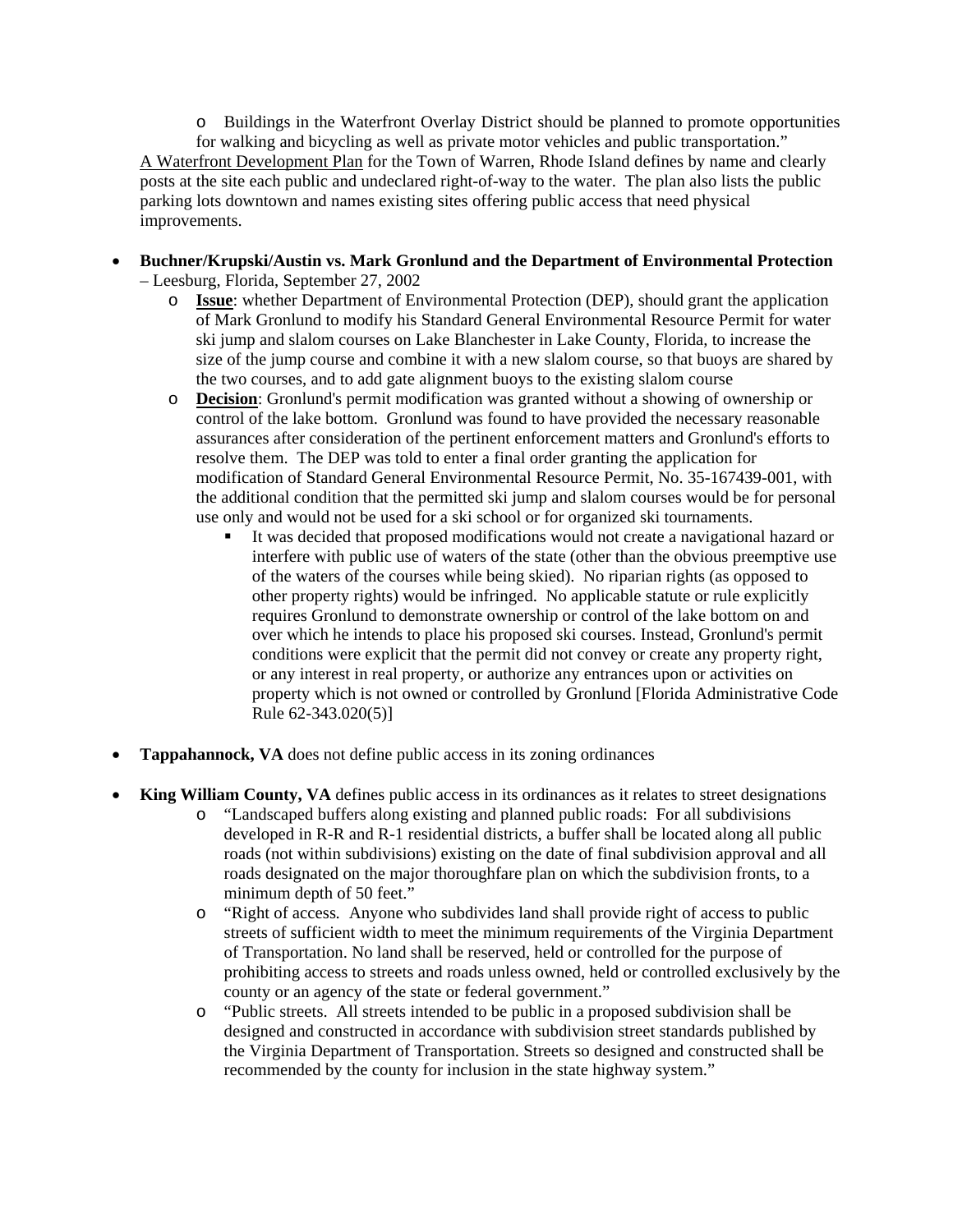- Buildings in the Waterfront Overlay District should be planned to promote opportunities for walking and bicycling as well as private motor vehicles and public transportation."

A Waterfront Development Plan for the Town of Warren, Rhode Island defines by name and clearly posts at the site each public and undeclared right-of-way to the water. The plan also lists the public parking lots downtown and names existing sites offering public access that need physical improvements.

- **Buchner/Krupski/Austin vs. Mark Gronlund and the Department of Environmental Protection** – Leesburg, Florida, September 27, 2002
  - **Issue**: whether Department of Environmental Protection (DEP), should grant the application of Mark Gronlund to modify his Standard General Environmental Resource Permit for water ski jump and slalom courses on Lake Blanchester in Lake County, Florida, to increase the size of the jump course and combine it with a new slalom course, so that buoys are shared by the two courses, and to add gate alignment buoys to the existing slalom course
  - **Decision**: Gronlund's permit modification was granted without a showing of ownership or control of the lake bottom. Gronlund was found to have provided the necessary reasonable assurances after consideration of the pertinent enforcement matters and Gronlund's efforts to resolve them. The DEP was told to enter a final order granting the application for modification of Standard General Environmental Resource Permit, No. 35-167439-001, with the additional condition that the permitted ski jump and slalom courses would be for personal use only and would not be used for a ski school or for organized ski tournaments.
    - It was decided that proposed modifications would not create a navigational hazard or interfere with public use of waters of the state (other than the obvious preemptive use of the waters of the courses while being skied). No riparian rights (as opposed to other property rights) would be infringed. No applicable statute or rule explicitly requires Gronlund to demonstrate ownership or control of the lake bottom on and over which he intends to place his proposed ski courses. Instead, Gronlund's permit conditions were explicit that the permit did not convey or create any property right, or any interest in real property, or authorize any entrances upon or activities on property which is not owned or controlled by Gronlund [Florida Administrative Code Rule 62-343.020(5)]

- **Tappahannock, VA** does not define public access in its zoning ordinances

- **King William County, VA** defines public access in its ordinances as it relates to street designations
  - "Landscaped buffers along existing and planned public roads: For all subdivisions developed in R-R and R-1 residential districts, a buffer shall be located along all public roads (not within subdivisions) existing on the date of final subdivision approval and all roads designated on the major thoroughfare plan on which the subdivision fronts, to a minimum depth of 50 feet."
  - "Right of access. Anyone who subdivides land shall provide right of access to public streets of sufficient width to meet the minimum requirements of the Virginia Department of Transportation. No land shall be reserved, held or controlled for the purpose of prohibiting access to streets and roads unless owned, held or controlled exclusively by the county or an agency of the state or federal government."
  - "Public streets. All streets intended to be public in a proposed subdivision shall be designed and constructed in accordance with subdivision street standards published by the Virginia Department of Transportation. Streets so designed and constructed shall be recommended by the county for inclusion in the state highway system."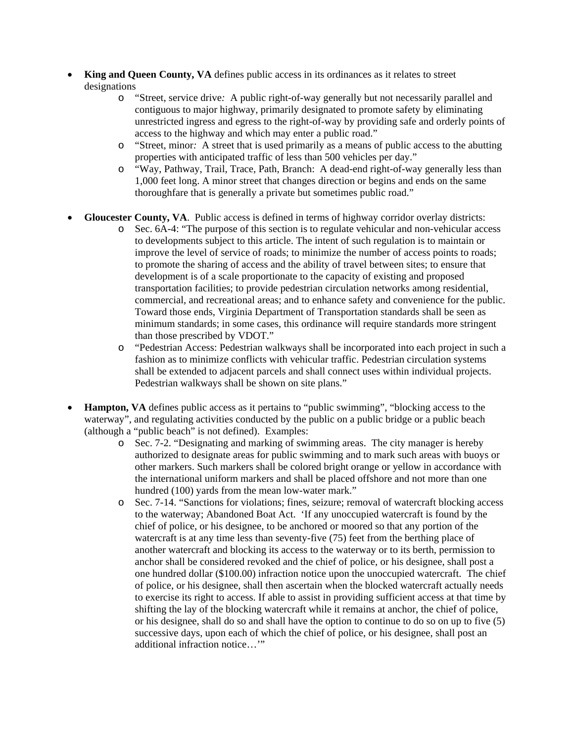- **King and Queen County, VA** defines public access in its ordinances as it relates to street designations
  - "Street, service drive*:* A public right-of-way generally but not necessarily parallel and contiguous to major highway, primarily designated to promote safety by eliminating unrestricted ingress and egress to the right-of-way by providing safe and orderly points of access to the highway and which may enter a public road."
  - "Street, minor*:* A street that is used primarily as a means of public access to the abutting properties with anticipated traffic of less than 500 vehicles per day."
  - "Way, Pathway, Trail, Trace, Path, Branch: A dead-end right-of-way generally less than 1,000 feet long. A minor street that changes direction or begins and ends on the same thoroughfare that is generally a private but sometimes public road."

- **Gloucester County, VA**. Public access is defined in terms of highway corridor overlay districts:
  - Sec. 6A-4: "The purpose of this section is to regulate vehicular and non-vehicular access to developments subject to this article. The intent of such regulation is to maintain or improve the level of service of roads; to minimize the number of access points to roads; to promote the sharing of access and the ability of travel between sites; to ensure that development is of a scale proportionate to the capacity of existing and proposed transportation facilities; to provide pedestrian circulation networks among residential, commercial, and recreational areas; and to enhance safety and convenience for the public. Toward those ends, Virginia Department of Transportation standards shall be seen as minimum standards; in some cases, this ordinance will require standards more stringent than those prescribed by VDOT."
  - "Pedestrian Access: Pedestrian walkways shall be incorporated into each project in such a fashion as to minimize conflicts with vehicular traffic. Pedestrian circulation systems shall be extended to adjacent parcels and shall connect uses within individual projects. Pedestrian walkways shall be shown on site plans."

- **Hampton, VA** defines public access as it pertains to "public swimming", "blocking access to the waterway", and regulating activities conducted by the public on a public bridge or a public beach (although a "public beach" is not defined). Examples:
  - Sec. 7-2. "Designating and marking of swimming areas. The city manager is hereby authorized to designate areas for public swimming and to mark such areas with buoys or other markers. Such markers shall be colored bright orange or yellow in accordance with the international uniform markers and shall be placed offshore and not more than one hundred (100) yards from the mean low-water mark."
  - Sec. 7-14. "Sanctions for violations; fines, seizure; removal of watercraft blocking access to the waterway; Abandoned Boat Act. 'If any unoccupied watercraft is found by the chief of police, or his designee, to be anchored or moored so that any portion of the watercraft is at any time less than seventy-five (75) feet from the berthing place of another watercraft and blocking its access to the waterway or to its berth, permission to anchor shall be considered revoked and the chief of police, or his designee, shall post a one hundred dollar ($100.00) infraction notice upon the unoccupied watercraft. The chief of police, or his designee, shall then ascertain when the blocked watercraft actually needs to exercise its right to access. If able to assist in providing sufficient access at that time by shifting the lay of the blocking watercraft while it remains at anchor, the chief of police, or his designee, shall do so and shall have the option to continue to do so on up to five (5) successive days, upon each of which the chief of police, or his designee, shall post an additional infraction notice…'"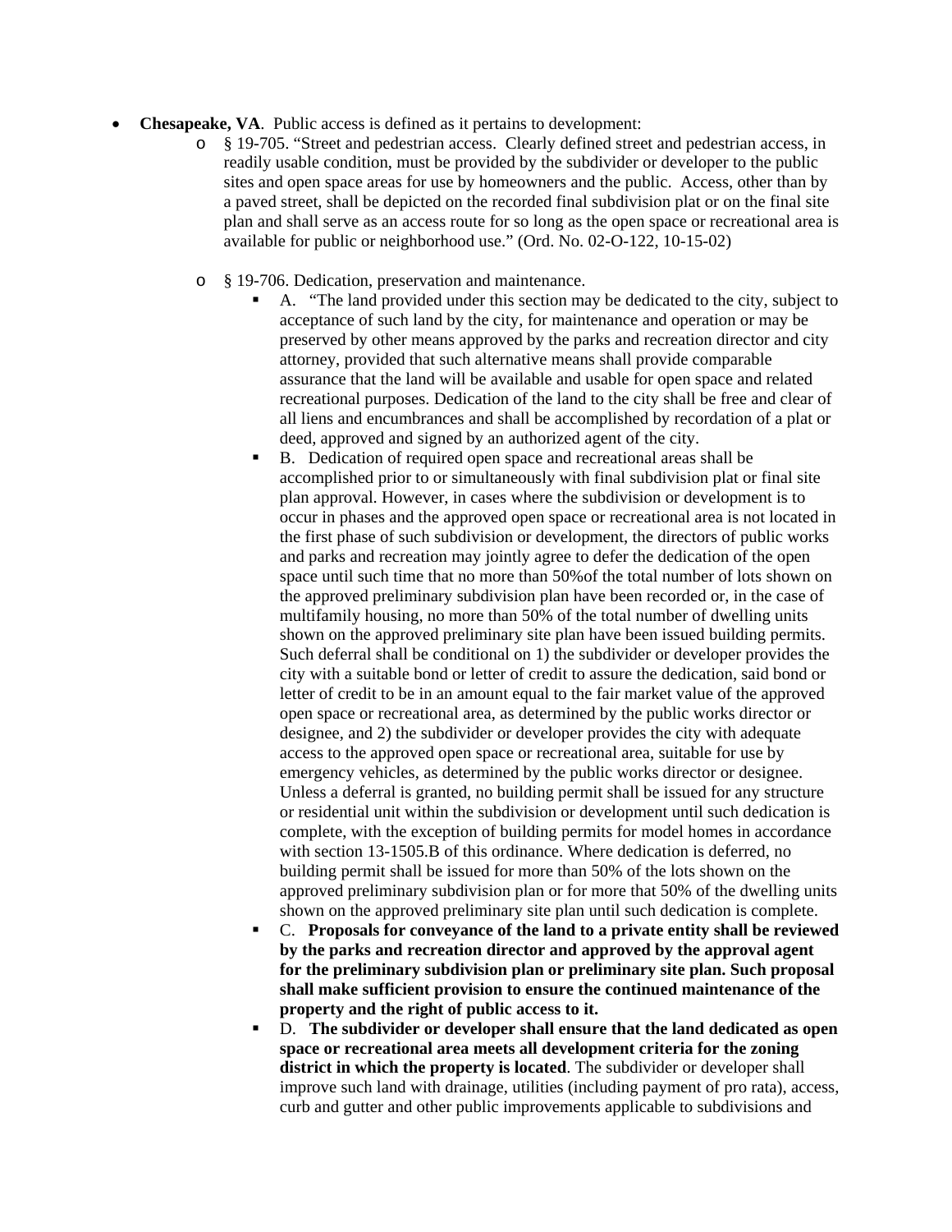- **Chesapeake, VA**. Public access is defined as it pertains to development:
  - § 19-705. "Street and pedestrian access. Clearly defined street and pedestrian access, in readily usable condition, must be provided by the subdivider or developer to the public sites and open space areas for use by homeowners and the public. Access, other than by a paved street, shall be depicted on the recorded final subdivision plat or on the final site plan and shall serve as an access route for so long as the open space or recreational area is available for public or neighborhood use." (Ord. No. 02-O-122, 10-15-02)

  - § 19-706. Dedication, preservation and maintenance.
    - A. "The land provided under this section may be dedicated to the city, subject to acceptance of such land by the city, for maintenance and operation or may be preserved by other means approved by the parks and recreation director and city attorney, provided that such alternative means shall provide comparable assurance that the land will be available and usable for open space and related recreational purposes. Dedication of the land to the city shall be free and clear of all liens and encumbrances and shall be accomplished by recordation of a plat or deed, approved and signed by an authorized agent of the city.
    - B. Dedication of required open space and recreational areas shall be accomplished prior to or simultaneously with final subdivision plat or final site plan approval. However, in cases where the subdivision or development is to occur in phases and the approved open space or recreational area is not located in the first phase of such subdivision or development, the directors of public works and parks and recreation may jointly agree to defer the dedication of the open space until such time that no more than 50%of the total number of lots shown on the approved preliminary subdivision plan have been recorded or, in the case of multifamily housing, no more than 50% of the total number of dwelling units shown on the approved preliminary site plan have been issued building permits. Such deferral shall be conditional on 1) the subdivider or developer provides the city with a suitable bond or letter of credit to assure the dedication, said bond or letter of credit to be in an amount equal to the fair market value of the approved open space or recreational area, as determined by the public works director or designee, and 2) the subdivider or developer provides the city with adequate access to the approved open space or recreational area, suitable for use by emergency vehicles, as determined by the public works director or designee. Unless a deferral is granted, no building permit shall be issued for any structure or residential unit within the subdivision or development until such dedication is complete, with the exception of building permits for model homes in accordance with section 13-1505.B of this ordinance. Where dedication is deferred, no building permit shall be issued for more than 50% of the lots shown on the approved preliminary subdivision plan or for more that 50% of the dwelling units shown on the approved preliminary site plan until such dedication is complete.
    - C. **Proposals for conveyance of the land to a private entity shall be reviewed by the parks and recreation director and approved by the approval agent for the preliminary subdivision plan or preliminary site plan. Such proposal shall make sufficient provision to ensure the continued maintenance of the property and the right of public access to it.**
    - D. **The subdivider or developer shall ensure that the land dedicated as open space or recreational area meets all development criteria for the zoning district in which the property is located**. The subdivider or developer shall improve such land with drainage, utilities (including payment of pro rata), access, curb and gutter and other public improvements applicable to subdivisions and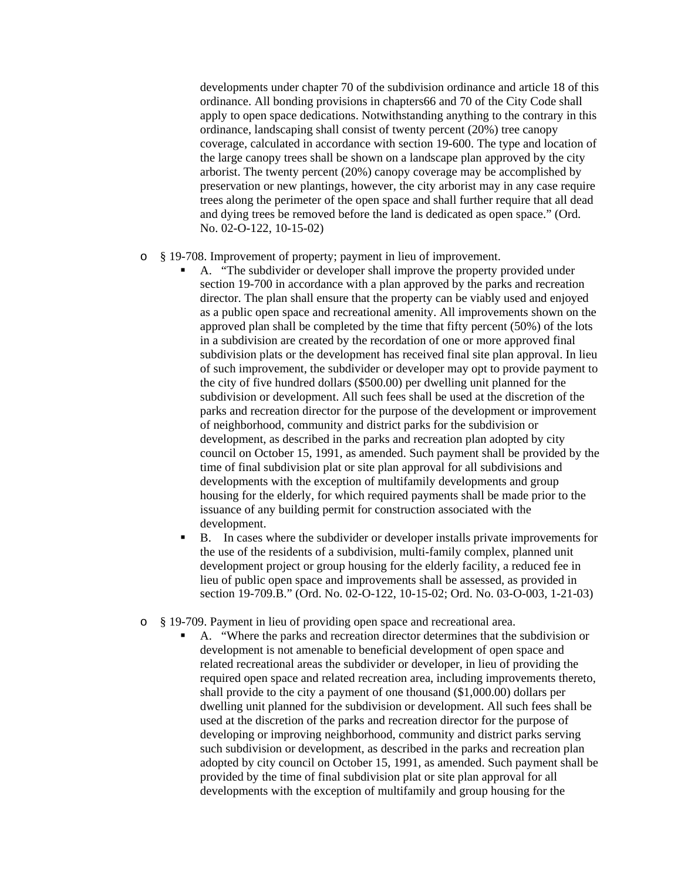developments under chapter 70 of the subdivision ordinance and article 18 of this ordinance. All bonding provisions in chapters66 and 70 of the City Code shall apply to open space dedications. Notwithstanding anything to the contrary in this ordinance, landscaping shall consist of twenty percent (20%) tree canopy coverage, calculated in accordance with section 19-600. The type and location of the large canopy trees shall be shown on a landscape plan approved by the city arborist. The twenty percent (20%) canopy coverage may be accomplished by preservation or new plantings, however, the city arborist may in any case require trees along the perimeter of the open space and shall further require that all dead and dying trees be removed before the land is dedicated as open space." (Ord. No. 02-O-122, 10-15-02)

- § 19-708. Improvement of property; payment in lieu of improvement.
    - A. "The subdivider or developer shall improve the property provided under section 19-700 in accordance with a plan approved by the parks and recreation director. The plan shall ensure that the property can be viably used and enjoyed as a public open space and recreational amenity. All improvements shown on the approved plan shall be completed by the time that fifty percent (50%) of the lots in a subdivision are created by the recordation of one or more approved final subdivision plats or the development has received final site plan approval. In lieu of such improvement, the subdivider or developer may opt to provide payment to the city of five hundred dollars ($500.00) per dwelling unit planned for the subdivision or development. All such fees shall be used at the discretion of the parks and recreation director for the purpose of the development or improvement of neighborhood, community and district parks for the subdivision or development, as described in the parks and recreation plan adopted by city council on October 15, 1991, as amended. Such payment shall be provided by the time of final subdivision plat or site plan approval for all subdivisions and developments with the exception of multifamily developments and group housing for the elderly, for which required payments shall be made prior to the issuance of any building permit for construction associated with the development.
    - B. In cases where the subdivider or developer installs private improvements for the use of the residents of a subdivision, multi-family complex, planned unit development project or group housing for the elderly facility, a reduced fee in lieu of public open space and improvements shall be assessed, as provided in section 19-709.B." (Ord. No. 02-O-122, 10-15-02; Ord. No. 03-O-003, 1-21-03)

- § 19-709. Payment in lieu of providing open space and recreational area.
    - A. "Where the parks and recreation director determines that the subdivision or development is not amenable to beneficial development of open space and related recreational areas the subdivider or developer, in lieu of providing the required open space and related recreation area, including improvements thereto, shall provide to the city a payment of one thousand ($1,000.00) dollars per dwelling unit planned for the subdivision or development. All such fees shall be used at the discretion of the parks and recreation director for the purpose of developing or improving neighborhood, community and district parks serving such subdivision or development, as described in the parks and recreation plan adopted by city council on October 15, 1991, as amended. Such payment shall be provided by the time of final subdivision plat or site plan approval for all developments with the exception of multifamily and group housing for the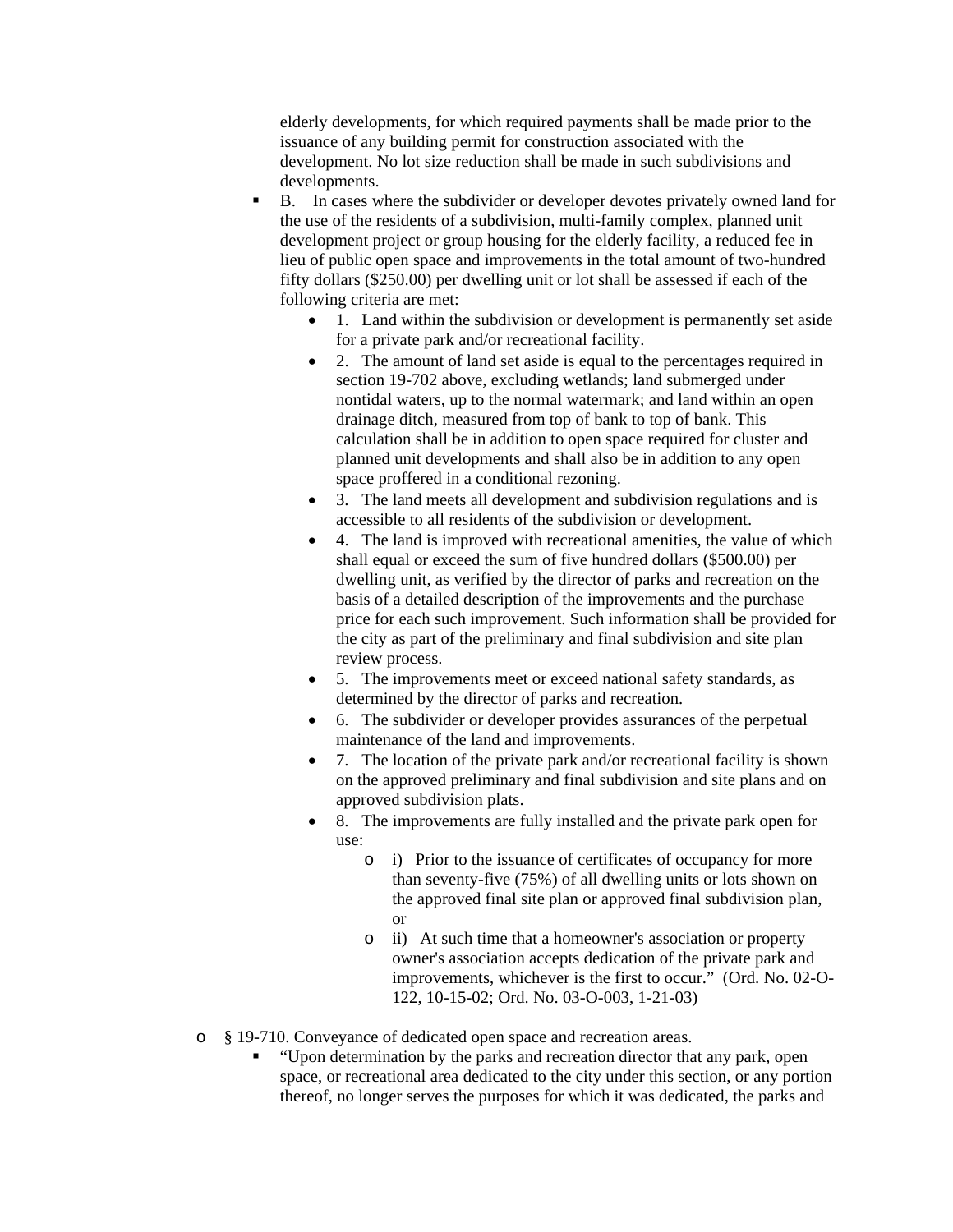elderly developments, for which required payments shall be made prior to the issuance of any building permit for construction associated with the development. No lot size reduction shall be made in such subdivisions and developments.

- B. In cases where the subdivider or developer devotes privately owned land for the use of the residents of a subdivision, multi-family complex, planned unit development project or group housing for the elderly facility, a reduced fee in lieu of public open space and improvements in the total amount of two-hundred fifty dollars ($250.00) per dwelling unit or lot shall be assessed if each of the following criteria are met:
  - 1. Land within the subdivision or development is permanently set aside for a private park and/or recreational facility.
  - 2. The amount of land set aside is equal to the percentages required in section 19-702 above, excluding wetlands; land submerged under nontidal waters, up to the normal watermark; and land within an open drainage ditch, measured from top of bank to top of bank. This calculation shall be in addition to open space required for cluster and planned unit developments and shall also be in addition to any open space proffered in a conditional rezoning.
  - 3. The land meets all development and subdivision regulations and is accessible to all residents of the subdivision or development.
  - 4. The land is improved with recreational amenities, the value of which shall equal or exceed the sum of five hundred dollars ($500.00) per dwelling unit, as verified by the director of parks and recreation on the basis of a detailed description of the improvements and the purchase price for each such improvement. Such information shall be provided for the city as part of the preliminary and final subdivision and site plan review process.
  - 5. The improvements meet or exceed national safety standards, as determined by the director of parks and recreation.
  - 6. The subdivider or developer provides assurances of the perpetual maintenance of the land and improvements.
  - 7. The location of the private park and/or recreational facility is shown on the approved preliminary and final subdivision and site plans and on approved subdivision plats.
  - 8. The improvements are fully installed and the private park open for use:
    - i) Prior to the issuance of certificates of occupancy for more than seventy-five (75%) of all dwelling units or lots shown on the approved final site plan or approved final subdivision plan, or
    - ii) At such time that a homeowner's association or property owner's association accepts dedication of the private park and improvements, whichever is the first to occur." (Ord. No. 02-O-122, 10-15-02; Ord. No. 03-O-003, 1-21-03)

- § 19-710. Conveyance of dedicated open space and recreation areas.
  - "Upon determination by the parks and recreation director that any park, open space, or recreational area dedicated to the city under this section, or any portion thereof, no longer serves the purposes for which it was dedicated, the parks and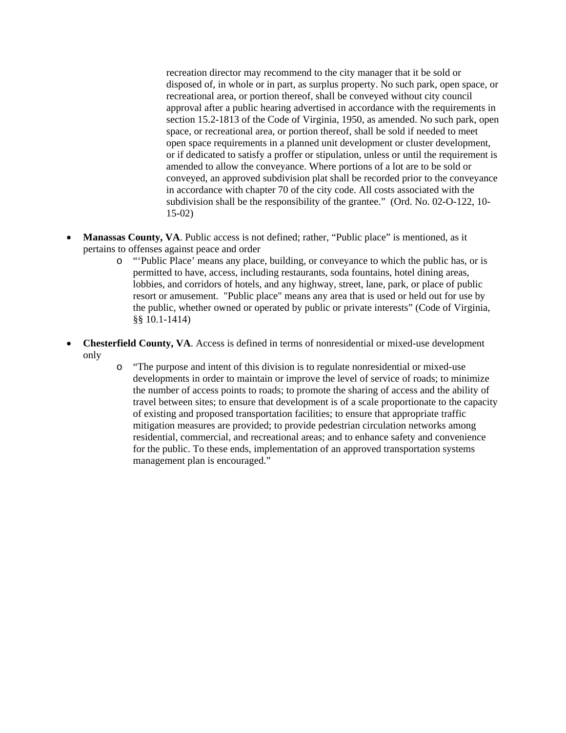recreation director may recommend to the city manager that it be sold or disposed of, in whole or in part, as surplus property. No such park, open space, or recreational area, or portion thereof, shall be conveyed without city council approval after a public hearing advertised in accordance with the requirements in section 15.2-1813 of the Code of Virginia, 1950, as amended. No such park, open space, or recreational area, or portion thereof, shall be sold if needed to meet open space requirements in a planned unit development or cluster development, or if dedicated to satisfy a proffer or stipulation, unless or until the requirement is amended to allow the conveyance. Where portions of a lot are to be sold or conveyed, an approved subdivision plat shall be recorded prior to the conveyance in accordance with chapter 70 of the city code. All costs associated with the subdivision shall be the responsibility of the grantee." (Ord. No. 02-O-122, 10-15-02)

- **Manassas County, VA**. Public access is not defined; rather, "Public place" is mentioned, as it pertains to offenses against peace and order
  - "'Public Place' means any place, building, or conveyance to which the public has, or is permitted to have, access, including restaurants, soda fountains, hotel dining areas, lobbies, and corridors of hotels, and any highway, street, lane, park, or place of public resort or amusement. "Public place" means any area that is used or held out for use by the public, whether owned or operated by public or private interests" (Code of Virginia, §§ 10.1-1414)

- **Chesterfield County, VA**. Access is defined in terms of nonresidential or mixed-use development only
  - "The purpose and intent of this division is to regulate nonresidential or mixed-use developments in order to maintain or improve the level of service of roads; to minimize the number of access points to roads; to promote the sharing of access and the ability of travel between sites; to ensure that development is of a scale proportionate to the capacity of existing and proposed transportation facilities; to ensure that appropriate traffic mitigation measures are provided; to provide pedestrian circulation networks among residential, commercial, and recreational areas; and to enhance safety and convenience for the public. To these ends, implementation of an approved transportation systems management plan is encouraged."